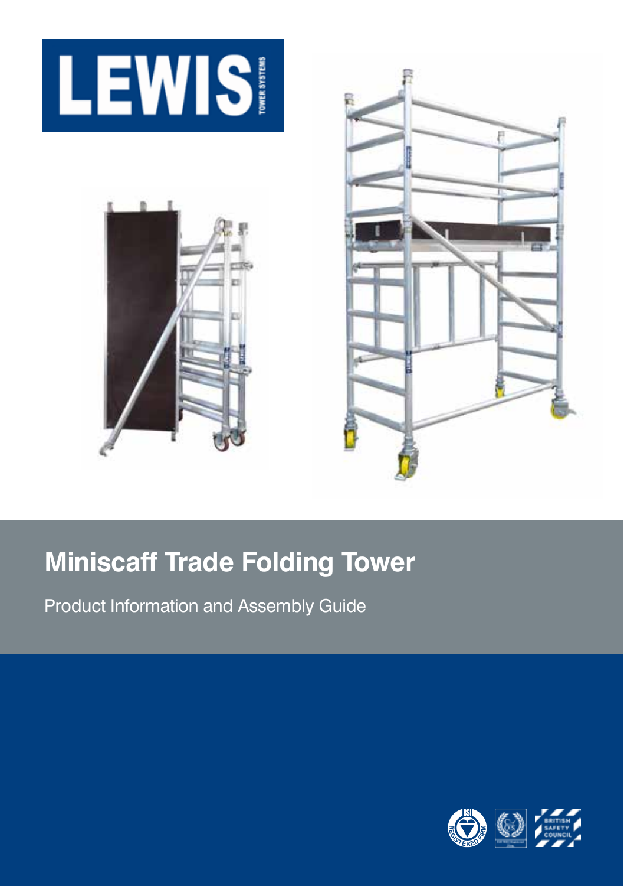# Miniscaff Trade Folding Tower

Product Information and Assembly Guide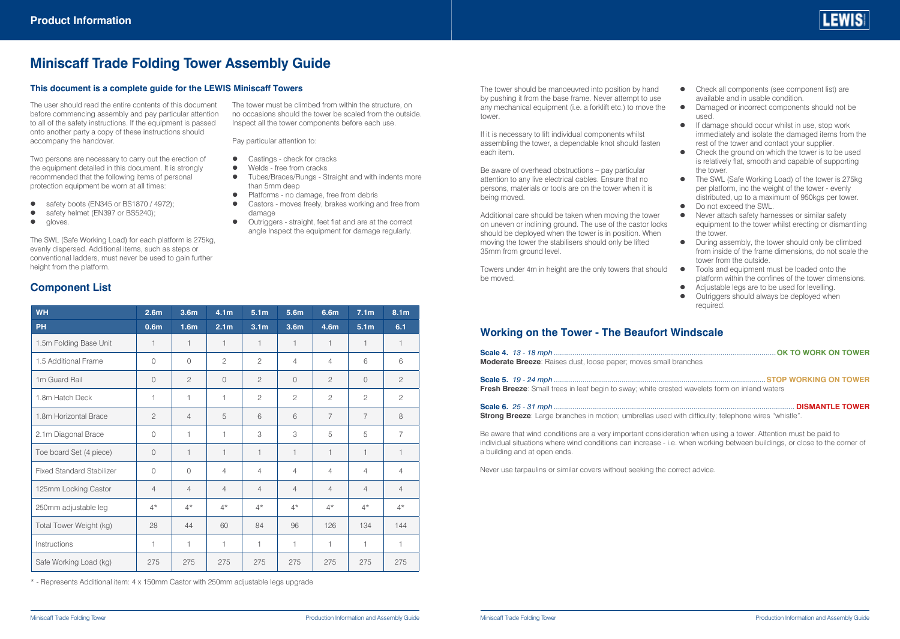# Miniscaff Trade Folding Tower Assembly Guide

### This document is a complete guide for the LEWIS Miniscaff Towers

The user should read the entire contents of this document before commencing assembly and pay particular attention to all of the safety instructions. If the equipment is passed onto another party a copy of these instructions should accompany the handover.

Two persons are necessary to carry out the erection of the equipment detailed in this document. It is strongly recommended that the following items of personal protection equipment be worn at all times:

- safety boots (EN345 or BS1870 / 4972);
- safety helmet (EN397 or BS5240);
- gloves.

The SWL (Safe Working Load) for each platform is 275kg, evenly dispersed. Additional items, such as steps or conventional ladders, must never be used to gain further height from the platform.

The tower must be climbed from within the structure, on no occasions should the tower be scaled from the outside. Inspect all the tower components before each use.

Pay particular attention to:

- Castings - check for cracks
- Welds - free from cracks
- Tubes/Braces/Rungs - Straight and with indents more than 5mm deep
- Platforms - no damage, free from debris
- Castors - moves freely, brakes working and free from damage
- Outriggers - straight, feet flat and are at the correct angle Inspect the equipment for damage regularly.

## Component List

| WH | 2.6m | 3.6m | 4.1m | 5.1m | 5.6m | 6.6m | 7.1m | 8.1m |
|---|---|---|---|---|---|---|---|---|
| **PH** | **0.6m** | **1.6m** | **2.1m** | **3.1m** | **3.6m** | **4.6m** | **5.1m** | **6.1** |
| 1.5m Folding Base Unit | 1 | 1 | 1 | 1 | 1 | 1 | 1 | 1 |
| 1.5 Additional Frame | 0 | 0 | 2 | 2 | 4 | 4 | 6 | 6 |
| 1m Guard Rail | 0 | 2 | 0 | 2 | 0 | 2 | 0 | 2 |
| 1.8m Hatch Deck | 1 | 1 | 1 | 2 | 2 | 2 | 2 | 2 |
| 1.8m Horizontal Brace | 2 | 4 | 5 | 6 | 6 | 7 | 7 | 8 |
| 2.1m Diagonal Brace | 0 | 1 | 1 | 3 | 3 | 5 | 5 | 7 |
| Toe board Set (4 piece) | 0 | 1 | 1 | 1 | 1 | 1 | 1 | 1 |
| Fixed Standard Stabilizer | 0 | 0 | 4 | 4 | 4 | 4 | 4 | 4 |
| 125mm Locking Castor | 4 | 4 | 4 | 4 | 4 | 4 | 4 | 4 |
| 250mm adjustable leg | 4* | 4* | 4* | 4* | 4* | 4* | 4* | 4* |
| Total Tower Weight (kg) | 28 | 44 | 60 | 84 | 96 | 126 | 134 | 144 |
| Instructions | 1 | 1 | 1 | 1 | 1 | 1 | 1 | 1 |
| Safe Working Load (kg) | 275 | 275 | 275 | 275 | 275 | 275 | 275 | 275 |

* - Represents Additional item: 4 x 150mm Castor with 250mm adjustable legs upgrade

The tower should be manoeuvred into position by hand by pushing it from the base frame. Never attempt to use any mechanical equipment (i.e. a forklift etc.) to move the tower.

If it is necessary to lift individual components whilst assembling the tower, a dependable knot should fasten each item.

Be aware of overhead obstructions – pay particular attention to any live electrical cables. Ensure that no persons, materials or tools are on the tower when it is being moved.

Additional care should be taken when moving the tower on uneven or inclining ground. The use of the castor locks should be deployed when the tower is in position. When moving the tower the stabilisers should only be lifted 35mm from ground level.

Towers under 4m in height are the only towers that should be moved.

- Check all components (see component list) are available and in usable condition.
- Damaged or incorrect components should not be used.
- If damage should occur whilst in use, stop work immediately and isolate the damaged items from the rest of the tower and contact your supplier.
- Check the ground on which the tower is to be used is relatively flat, smooth and capable of supporting the tower.
- The SWL (Safe Working Load) of the tower is 275kg per platform, inc the weight of the tower - evenly distributed, up to a maximum of 950kgs per tower.
- Do not exceed the SWL.
- Never attach safety harnesses or similar safety equipment to the tower whilst erecting or dismantling the tower.
- During assembly, the tower should only be climbed from inside of the frame dimensions, do not scale the tower from the outside.
- Tools and equipment must be loaded onto the platform within the confines of the tower dimensions.
- Adjustable legs are to be used for levelling.
- Outriggers should always be deployed when required.

## Working on the Tower - The Beaufort Windscale

**Scale 4.** *13 - 18 mph* ........................................ **OK TO WORK ON TOWER**
**Moderate Breeze**: Raises dust, loose paper; moves small branches

**Scale 5.** *19 - 24 mph* ........................................ **STOP WORKING ON TOWER**
**Fresh Breeze**: Small trees in leaf begin to sway; white crested wavelets form on inland waters

**Scale 6.** *25 - 31 mph* ........................................ **DISMANTLE TOWER**
**Strong Breeze**: Large branches in motion; umbrellas used with difficulty; telephone wires "whistle".

Be aware that wind conditions are a very important consideration when using a tower. Attention must be paid to individual situations where wind conditions can increase - i.e. when working between buildings, or close to the corner of a building and at open ends.

Never use tarpaulins or similar covers without seeking the correct advice.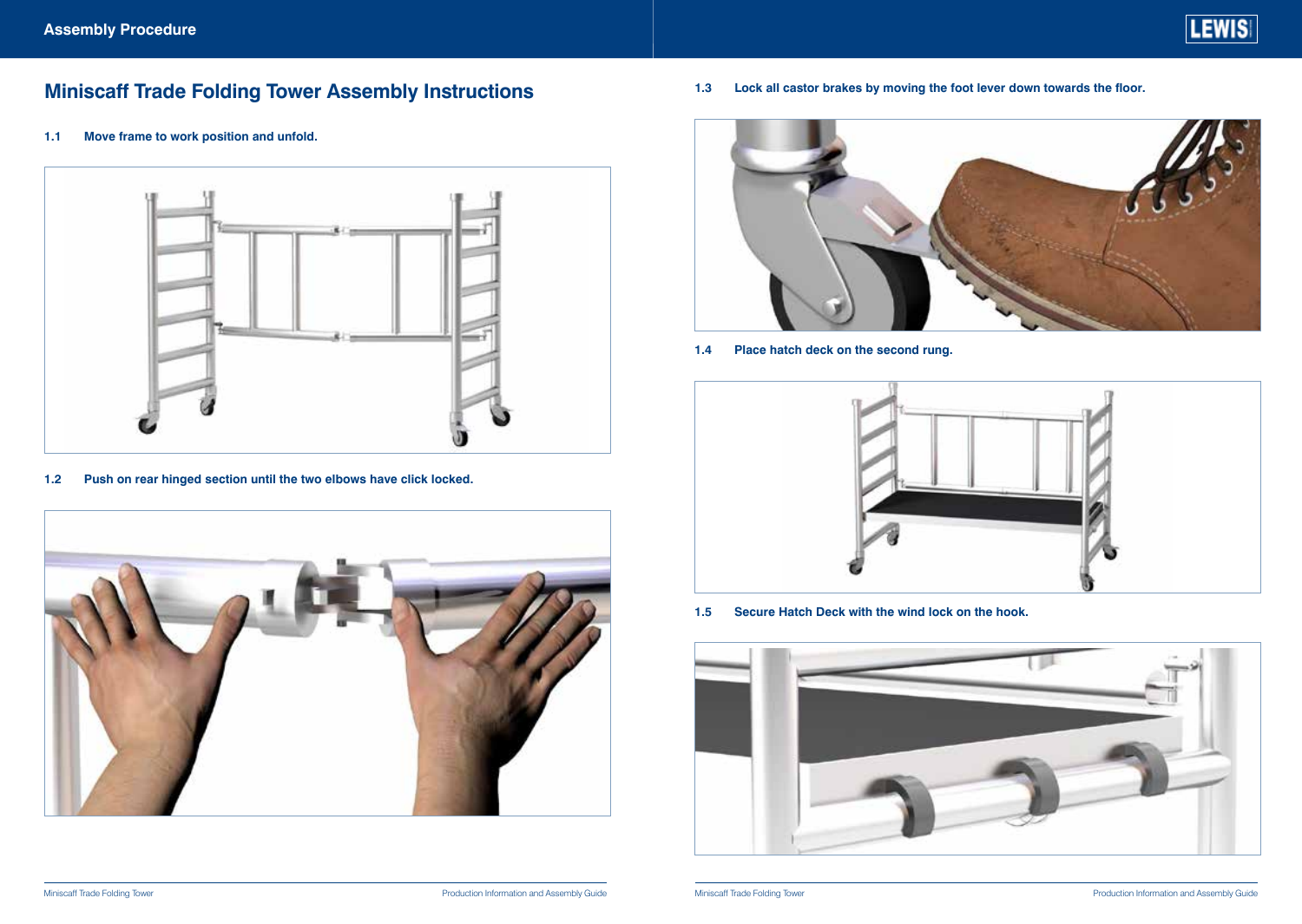# Miniscaff Trade Folding Tower Assembly Instructions

**1.1 Move frame to work position and unfold.**

**1.2 Push on rear hinged section until the two elbows have click locked.**

**1.3 Lock all castor brakes by moving the foot lever down towards the floor.**

**1.4 Place hatch deck on the second rung.**

**1.5 Secure Hatch Deck with the wind lock on the hook.**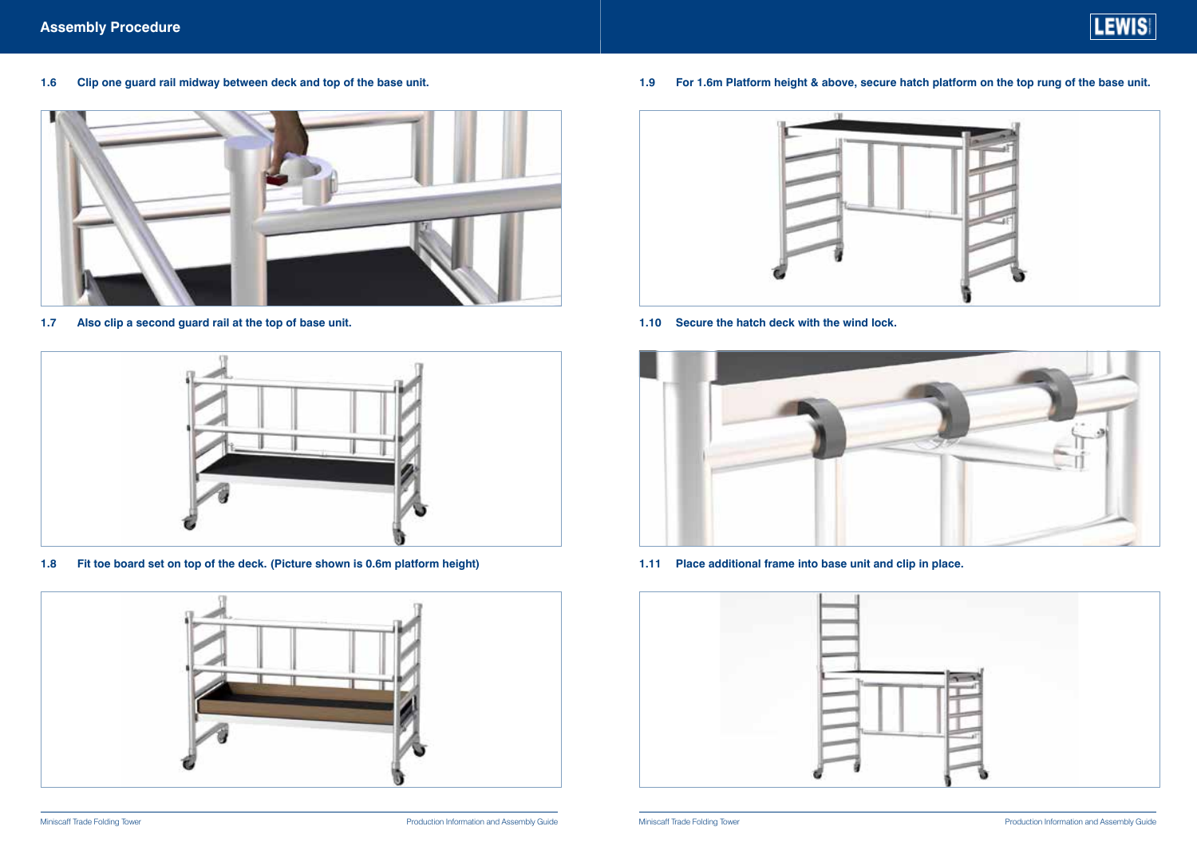## Assembly Procedure

**1.6 Clip one guard rail midway between deck and top of the base unit.**

**1.7 Also clip a second guard rail at the top of base unit.**

**1.8 Fit toe board set on top of the deck. (Picture shown is 0.6m platform height)**

**1.9 For 1.6m Platform height & above, secure hatch platform on the top rung of the base unit.**

**1.10 Secure the hatch deck with the wind lock.**

**1.11 Place additional frame into base unit and clip in place.**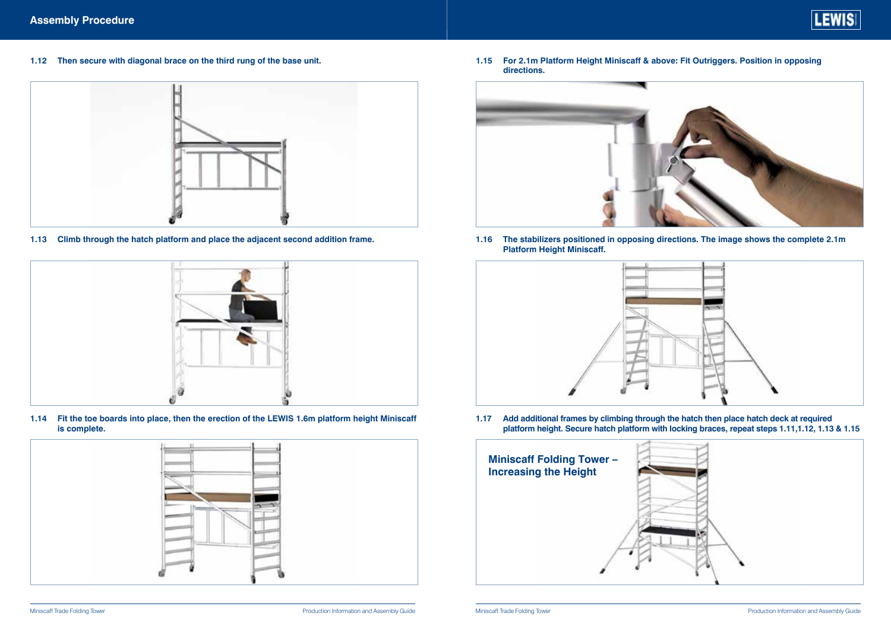## Assembly Procedure

**1.12 Then secure with diagonal brace on the third rung of the base unit.**

**1.13 Climb through the hatch platform and place the adjacent second addition frame.**

**1.14 Fit the toe boards into place, then the erection of the LEWIS 1.6m platform height Miniscaff is complete.**

**1.15 For 2.1m Platform Height Miniscaff & above: Fit Outriggers. Position in opposing directions.**

**1.16 The stabilizers positioned in opposing directions. The image shows the complete 2.1m Platform Height Miniscaff.**

**1.17 Add additional frames by climbing through the hatch then place hatch deck at required platform height. Secure hatch platform with locking braces, repeat steps 1.11,1.12, 1.13 & 1.15**

**Miniscaff Folding Tower – Increasing the Height**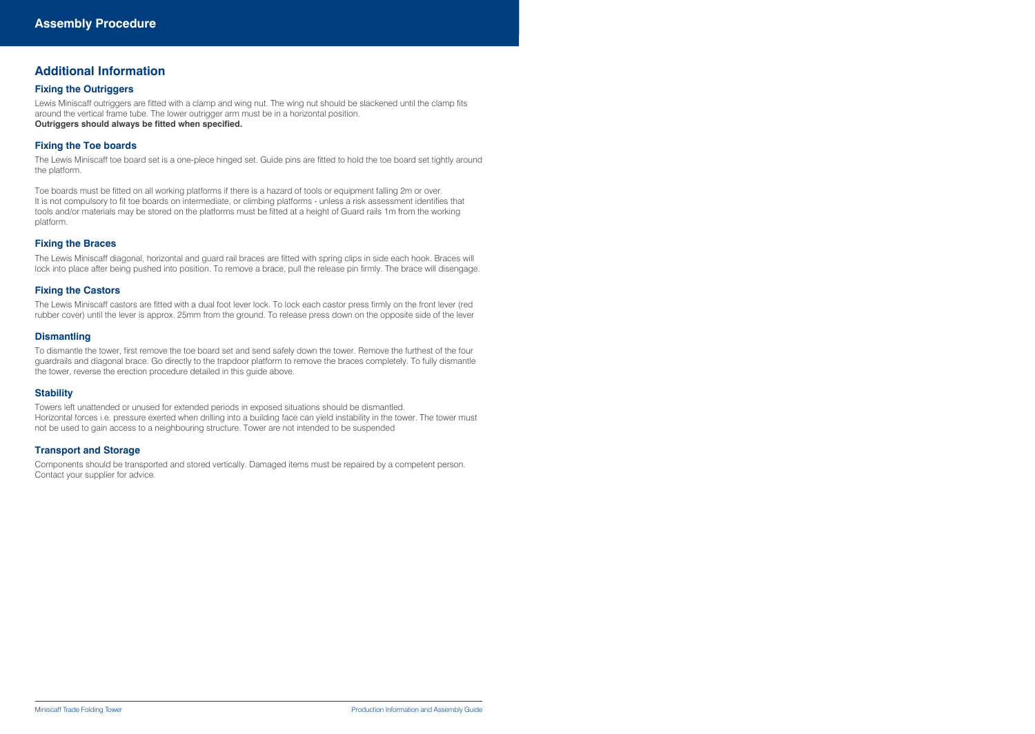# Assembly Procedure

## Additional Information

### Fixing the Outriggers

Lewis Miniscaff outriggers are fitted with a clamp and wing nut. The wing nut should be slackened until the clamp fits around the vertical frame tube. The lower outrigger arm must be in a horizontal position.
**Outriggers should always be fitted when specified.**

### Fixing the Toe boards

The Lewis Miniscaff toe board set is a one-piece hinged set. Guide pins are fitted to hold the toe board set tightly around the platform.

Toe boards must be fitted on all working platforms if there is a hazard of tools or equipment falling 2m or over.
It is not compulsory to fit toe boards on intermediate, or climbing platforms - unless a risk assessment identifies that tools and/or materials may be stored on the platforms must be fitted at a height of Guard rails 1m from the working platform.

### Fixing the Braces

The Lewis Miniscaff diagonal, horizontal and guard rail braces are fitted with spring clips in side each hook. Braces will lock into place after being pushed into position. To remove a brace, pull the release pin firmly. The brace will disengage.

### Fixing the Castors

The Lewis Miniscaff castors are fitted with a dual foot lever lock. To lock each castor press firmly on the front lever (red rubber cover) until the lever is approx. 25mm from the ground. To release press down on the opposite side of the lever

### Dismantling

To dismantle the tower, first remove the toe board set and send safely down the tower. Remove the furthest of the four guardrails and diagonal brace. Go directly to the trapdoor platform to remove the braces completely. To fully dismantle the tower, reverse the erection procedure detailed in this guide above.

### Stability

Towers left unattended or unused for extended periods in exposed situations should be dismantled.
Horizontal forces i.e. pressure exerted when drilling into a building face can yield instability in the tower. The tower must not be used to gain access to a neighbouring structure. Tower are not intended to be suspended

### Transport and Storage

Components should be transported and stored vertically. Damaged items must be repaired by a competent person. Contact your supplier for advice.